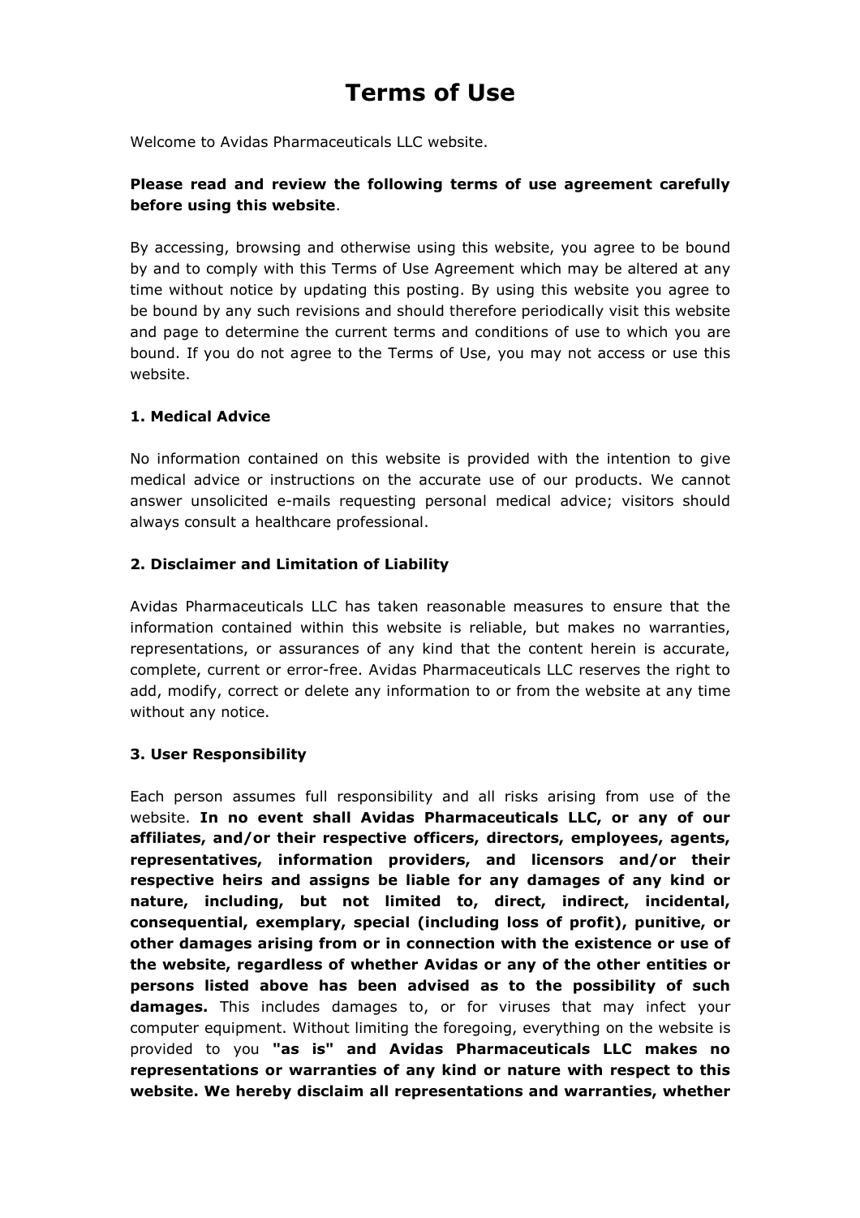# Terms of Use

Welcome to Avidas Pharmaceuticals LLC website.

**Please read and review the following terms of use agreement carefully before using this website**.

By accessing, browsing and otherwise using this website, you agree to be bound by and to comply with this Terms of Use Agreement which may be altered at any time without notice by updating this posting. By using this website you agree to be bound by any such revisions and should therefore periodically visit this website and page to determine the current terms and conditions of use to which you are bound. If you do not agree to the Terms of Use, you may not access or use this website.

### 1. Medical Advice

No information contained on this website is provided with the intention to give medical advice or instructions on the accurate use of our products. We cannot answer unsolicited e-mails requesting personal medical advice; visitors should always consult a healthcare professional.

### 2. Disclaimer and Limitation of Liability

Avidas Pharmaceuticals LLC has taken reasonable measures to ensure that the information contained within this website is reliable, but makes no warranties, representations, or assurances of any kind that the content herein is accurate, complete, current or error-free. Avidas Pharmaceuticals LLC reserves the right to add, modify, correct or delete any information to or from the website at any time without any notice.

### 3. User Responsibility

Each person assumes full responsibility and all risks arising from use of the website. **In no event shall Avidas Pharmaceuticals LLC, or any of our affiliates, and/or their respective officers, directors, employees, agents, representatives, information providers, and licensors and/or their respective heirs and assigns be liable for any damages of any kind or nature, including, but not limited to, direct, indirect, incidental, consequential, exemplary, special (including loss of profit), punitive, or other damages arising from or in connection with the existence or use of the website, regardless of whether Avidas or any of the other entities or persons listed above has been advised as to the possibility of such damages.** This includes damages to, or for viruses that may infect your computer equipment. Without limiting the foregoing, everything on the website is provided to you **"as is" and Avidas Pharmaceuticals LLC makes no representations or warranties of any kind or nature with respect to this website. We hereby disclaim all representations and warranties, whether**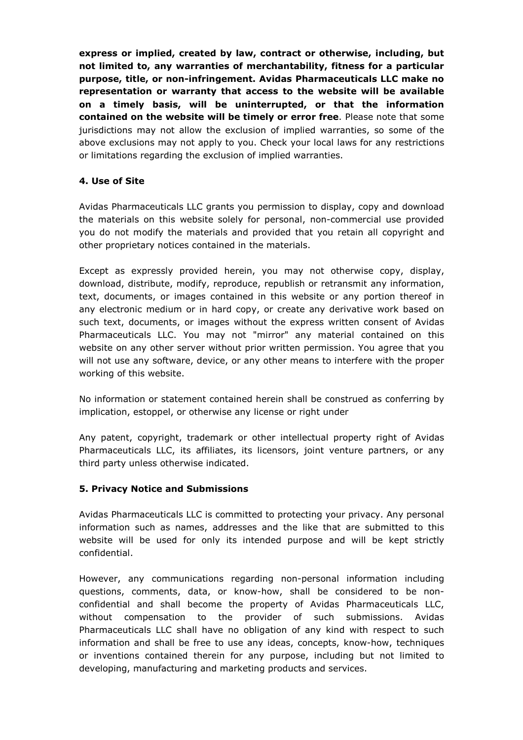**express or implied, created by law, contract or otherwise, including, but not limited to, any warranties of merchantability, fitness for a particular purpose, title, or non-infringement. Avidas Pharmaceuticals LLC make no representation or warranty that access to the website will be available on a timely basis, will be uninterrupted, or that the information contained on the website will be timely or error free**. Please note that some jurisdictions may not allow the exclusion of implied warranties, so some of the above exclusions may not apply to you. Check your local laws for any restrictions or limitations regarding the exclusion of implied warranties.

### 4. Use of Site

Avidas Pharmaceuticals LLC grants you permission to display, copy and download the materials on this website solely for personal, non-commercial use provided you do not modify the materials and provided that you retain all copyright and other proprietary notices contained in the materials.

Except as expressly provided herein, you may not otherwise copy, display, download, distribute, modify, reproduce, republish or retransmit any information, text, documents, or images contained in this website or any portion thereof in any electronic medium or in hard copy, or create any derivative work based on such text, documents, or images without the express written consent of Avidas Pharmaceuticals LLC. You may not "mirror" any material contained on this website on any other server without prior written permission. You agree that you will not use any software, device, or any other means to interfere with the proper working of this website.

No information or statement contained herein shall be construed as conferring by implication, estoppel, or otherwise any license or right under

Any patent, copyright, trademark or other intellectual property right of Avidas Pharmaceuticals LLC, its affiliates, its licensors, joint venture partners, or any third party unless otherwise indicated.

### 5. Privacy Notice and Submissions

Avidas Pharmaceuticals LLC is committed to protecting your privacy. Any personal information such as names, addresses and the like that are submitted to this website will be used for only its intended purpose and will be kept strictly confidential.

However, any communications regarding non-personal information including questions, comments, data, or know-how, shall be considered to be non-confidential and shall become the property of Avidas Pharmaceuticals LLC, without compensation to the provider of such submissions. Avidas Pharmaceuticals LLC shall have no obligation of any kind with respect to such information and shall be free to use any ideas, concepts, know-how, techniques or inventions contained therein for any purpose, including but not limited to developing, manufacturing and marketing products and services.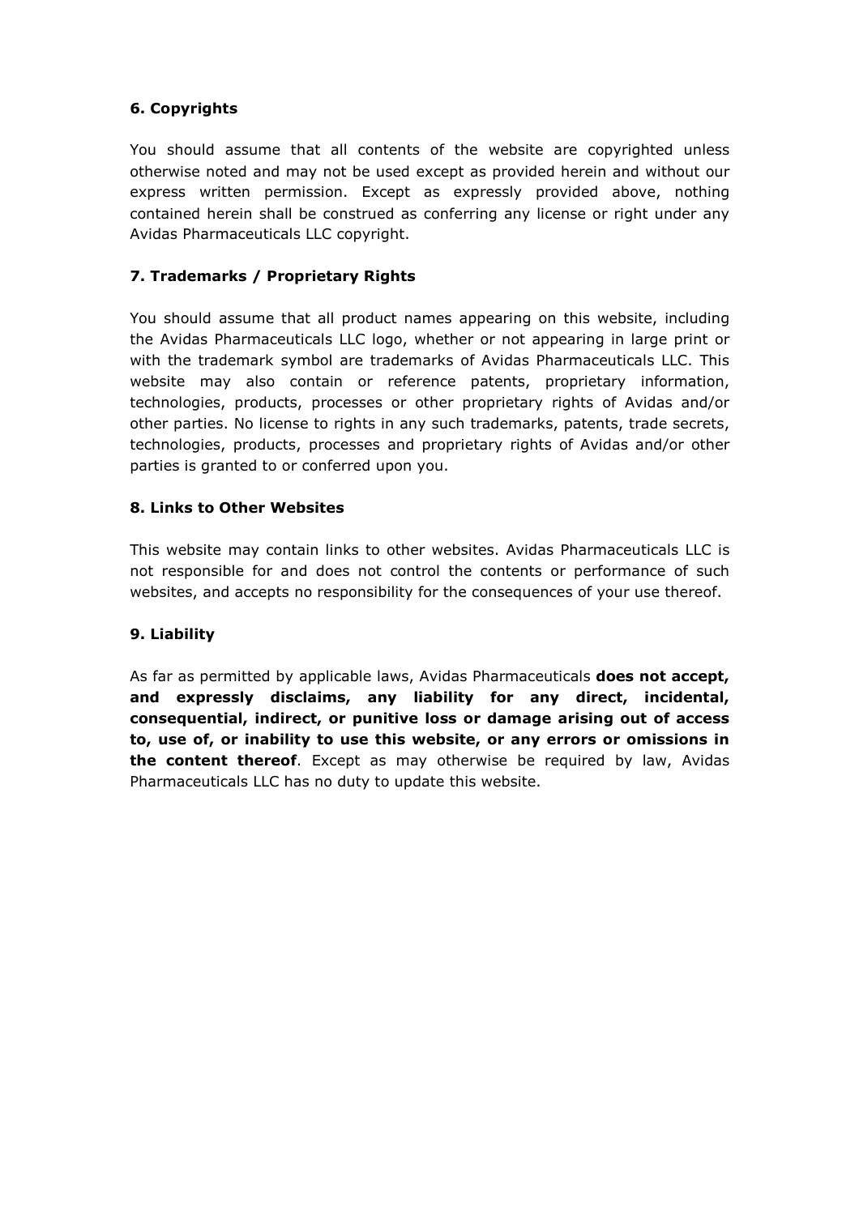### 6. Copyrights

You should assume that all contents of the website are copyrighted unless otherwise noted and may not be used except as provided herein and without our express written permission. Except as expressly provided above, nothing contained herein shall be construed as conferring any license or right under any Avidas Pharmaceuticals LLC copyright.

### 7. Trademarks / Proprietary Rights

You should assume that all product names appearing on this website, including the Avidas Pharmaceuticals LLC logo, whether or not appearing in large print or with the trademark symbol are trademarks of Avidas Pharmaceuticals LLC. This website may also contain or reference patents, proprietary information, technologies, products, processes or other proprietary rights of Avidas and/or other parties. No license to rights in any such trademarks, patents, trade secrets, technologies, products, processes and proprietary rights of Avidas and/or other parties is granted to or conferred upon you.

### 8. Links to Other Websites

This website may contain links to other websites. Avidas Pharmaceuticals LLC is not responsible for and does not control the contents or performance of such websites, and accepts no responsibility for the consequences of your use thereof.

### 9. Liability

As far as permitted by applicable laws, Avidas Pharmaceuticals **does not accept, and expressly disclaims, any liability for any direct, incidental, consequential, indirect, or punitive loss or damage arising out of access to, use of, or inability to use this website, or any errors or omissions in the content thereof**. Except as may otherwise be required by law, Avidas Pharmaceuticals LLC has no duty to update this website.